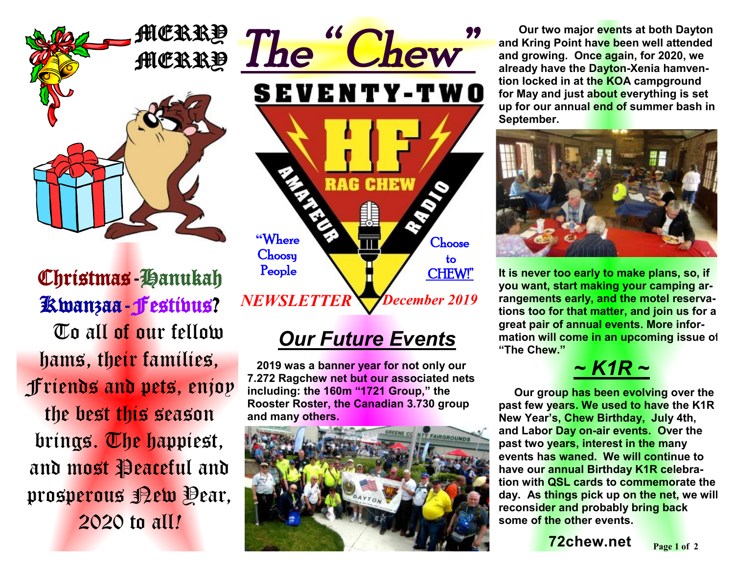MERRY MERRY

Christmas-Hanukah Kwanzaa-Festivus?

To all of our fellow hams, their families, Friends and pets, enjoy the best this season brings. The happiest, and most Peaceful and prosperous New Year, 2020 to all!

# The "Chew"

SEVENTY-TWO

HF RAG CHEW AMATEUR RADIO

"Where Choosy People Choose to CHEW!"

*NEWSLETTER* *December 2019*

## Our Future Events

**2019 was a banner year for not only our 7.272 Ragchew net but our associated nets including: the 160m "1721 Group," the Rooster Roster, the Canadian 3.730 group and many others.**

**Our two major events at both Dayton and Kring Point have been well attended and growing. Once again, for 2020, we already have the Dayton-Xenia hamvention locked in at the KOA campground for May and just about everything is set up for our annual end of summer bash in September.**

**It is never too early to make plans, so, if you want, start making your camping arrangements early, and the motel reservations too for that matter, and join us for a great pair of annual events. More information will come in an upcoming issue of "The Chew."**

## ~ K1R ~

**Our group has been evolving over the past few years. We used to have the K1R New Year's, Chew Birthday, July 4th, and Labor Day on-air events. Over the past two years, interest in the many events has waned. We will continue to have our annual Birthday K1R celebration with QSL cards to commemorate the day. As things pick up on the net, we will reconsider and probably bring back some of the other events.**

**72chew.net**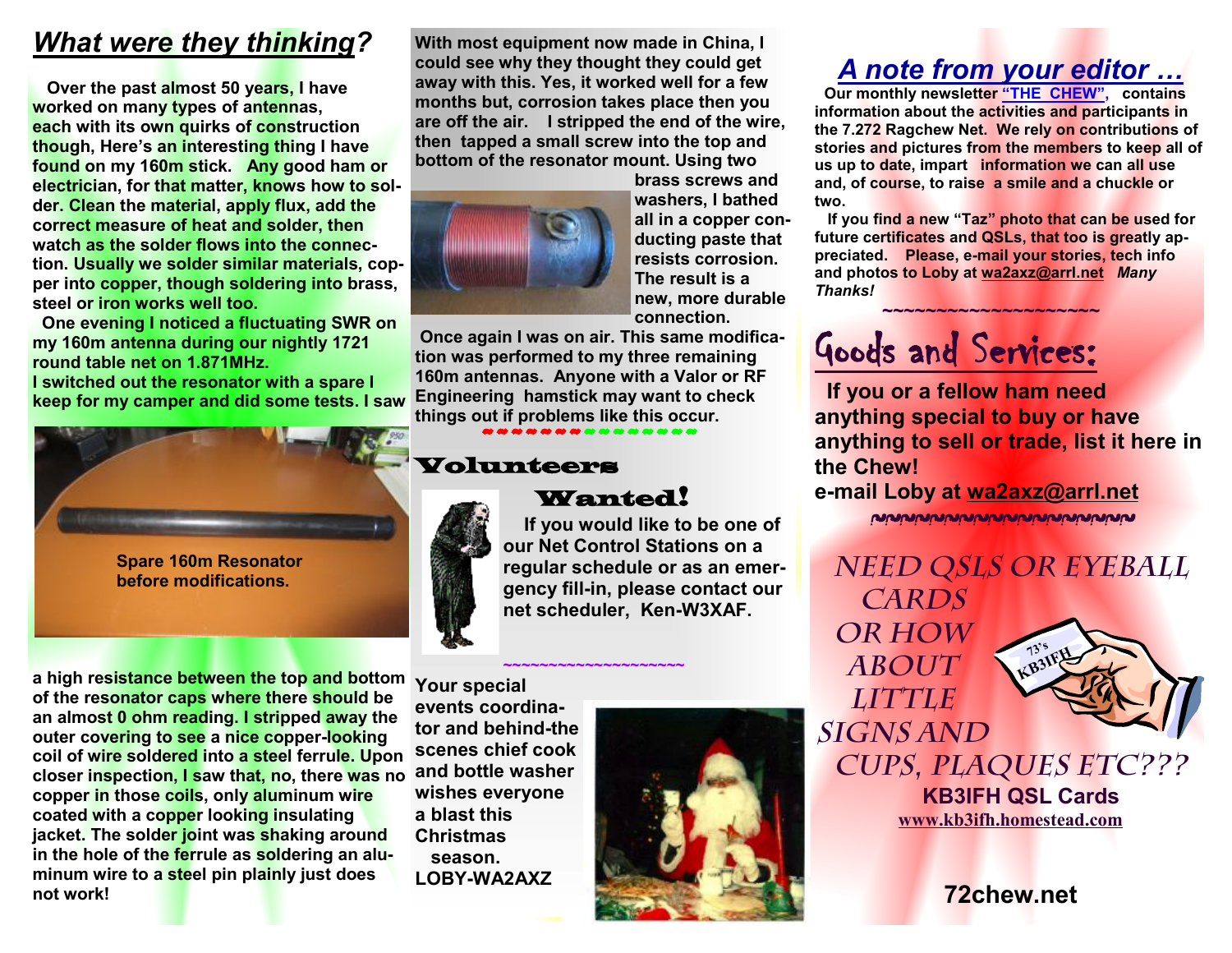## *What were they thinking?*

Over the past almost 50 years, I have worked on many types of antennas, each with its own quirks of construction though, Here's an interesting thing I have found on my 160m stick. Any good ham or electrician, for that matter, knows how to solder. Clean the material, apply flux, add the correct measure of heat and solder, then watch as the solder flows into the connection. Usually we solder similar materials, copper into copper, though soldering into brass, steel or iron works well too.

One evening I noticed a fluctuating SWR on my 160m antenna during our nightly 1721 round table net on 1.871MHz.

I switched out the resonator with a spare I keep for my camper and did some tests. I saw

Spare 160m Resonator before modifications.

a high resistance between the top and bottom of the resonator caps where there should be an almost 0 ohm reading. I stripped away the outer covering to see a nice copper-looking coil of wire soldered into a steel ferrule. Upon closer inspection, I saw that, no, there was no copper in those coils, only aluminum wire coated with a copper looking insulating jacket. The solder joint was shaking around in the hole of the ferrule as soldering an aluminum wire to a steel pin plainly just does not work!

With most equipment now made in China, I could see why they thought they could get away with this. Yes, it worked well for a few months but, corrosion takes place then you are off the air. I stripped the end of the wire, then tapped a small screw into the top and bottom of the resonator mount. Using two brass screws and washers, I bathed all in a copper conducting paste that resists corrosion. The result is a new, more durable connection.

Once again I was on air. This same modification was performed to my three remaining 160m antennas. Anyone with a Valor or RF Engineering hamstick may want to check things out if problems like this occur.

## Volunteers Wanted!

If you would like to be one of our Net Control Stations on a regular schedule or as an emergency fill-in, please contact our net scheduler, Ken-W3XAF.

~~~~~~~~~~~~~~~~~~~~

Your special events coordinator and behind-the scenes chief cook and bottle washer wishes everyone a blast this Christmas season.
LOBY-WA2AXZ

## *A note from your editor …*

Our monthly newsletter **"THE CHEW"**, contains information about the activities and participants in the 7.272 Ragchew Net. We rely on contributions of stories and pictures from the members to keep all of us up to date, impart information we can all use and, of course, to raise a smile and a chuckle or two.

If you find a new "Taz" photo that can be used for future certificates and QSLs, that too is greatly appreciated. Please, e-mail your stories, tech info and photos to Loby at wa2axz@arrl.net *Many Thanks!*

~~~~~~~~~~~~~~~~~~~~

## Goods and Services:

If you or a fellow ham need anything special to buy or have anything to sell or trade, list it here in the Chew!
e-mail Loby at wa2axz@arrl.net

NEED QSLS OR EYEBALL CARDS OR HOW ABOUT LITTLE SIGNS AND CUPS, PLAQUES ETC???

73's KB3IFH

**KB3IFH QSL Cards**
www.kb3ifh.homestead.com

**72chew.net**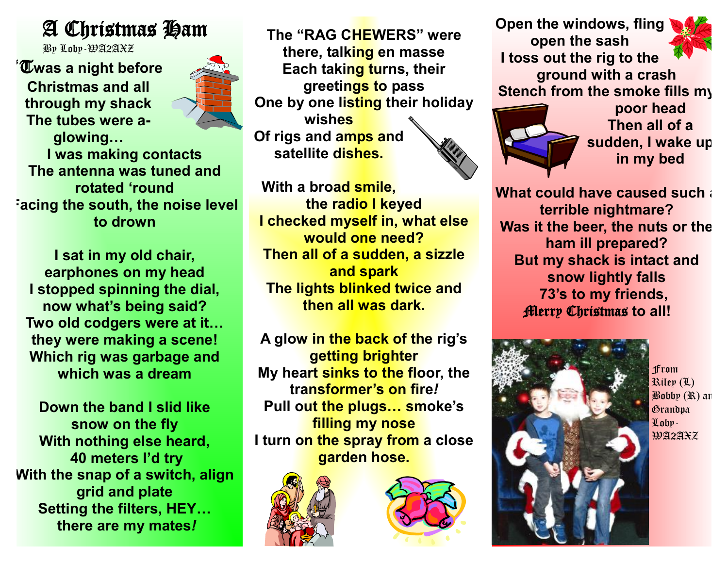# A Christmas Ham

By Loby-WA2AXZ

'Twas a night before Christmas and all through my shack
The tubes were a-glowing…
I was making contacts
The antenna was tuned and rotated 'round
Facing the south, the noise level to drown

I sat in my old chair, earphones on my head
I stopped spinning the dial, now what's being said?
Two old codgers were at it… they were making a scene!
Which rig was garbage and which was a dream

Down the band I slid like snow on the fly
With nothing else heard, 40 meters I'd try
With the snap of a switch, align grid and plate
Setting the filters, HEY… there are my mates!

The "RAG CHEWERS" were there, talking en masse
Each taking turns, their greetings to pass
One by one listing their holiday wishes
Of rigs and amps and satellite dishes.

With a broad smile, the radio I keyed
I checked myself in, what else would one need?
Then all of a sudden, a sizzle and spark
The lights blinked twice and then all was dark.

A glow in the back of the rig's getting brighter
My heart sinks to the floor, the transformer's on fire!
Pull out the plugs… smoke's filling my nose
I turn on the spray from a close garden hose.

Open the windows, fling open the sash
I toss out the rig to the ground with a crash
Stench from the smoke fills my poor head
Then all of a sudden, I wake up in my bed

What could have caused such a terrible nightmare?
Was it the beer, the nuts or the ham ill prepared?
But my shack is intact and snow lightly falls
73's to my friends,
Merry Christmas to all!

From Riley (L) Bobby (R) and Grandpa Loby-WA2AXZ